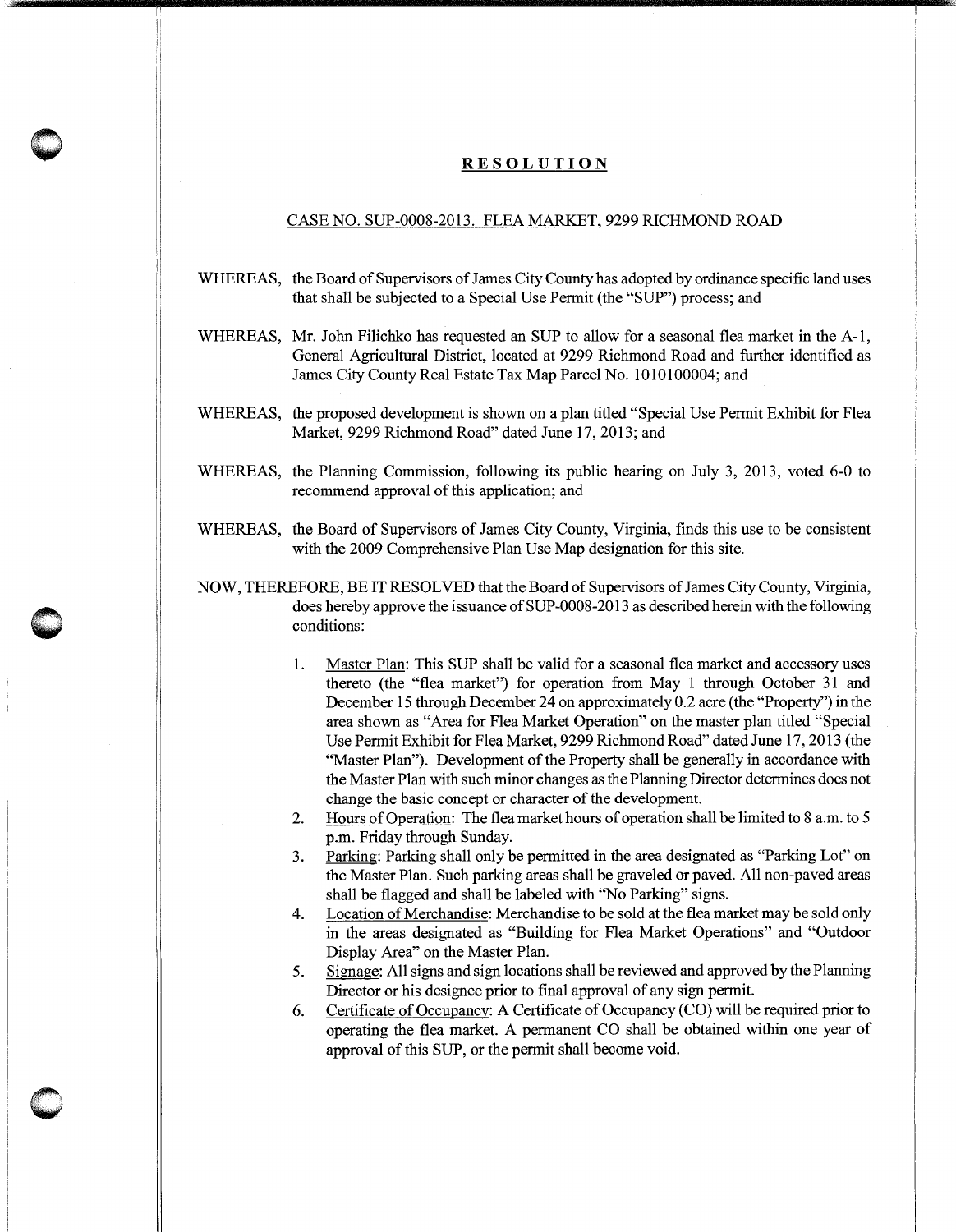# RESOLUTION

## CASE NO. SUP-0008-2013. FLEA MARKET, 9299 RICHMOND ROAD

WHEREAS, the Board of Supervisors of James City County has adopted by ordinance specific land uses that shall be subjected to a Special Use Permit (the "SUP") process; and

WHEREAS, Mr. John Filichko has requested an SUP to allow for a seasonal flea market in the A-1, General Agricultural District, located at 9299 Richmond Road and further identified as James City County Real Estate Tax Map Parcel No. 1010100004; and

WHEREAS, the proposed development is shown on a plan titled "Special Use Permit Exhibit for Flea Market, 9299 Richmond Road" dated June 17, 2013; and

WHEREAS, the Planning Commission, following its public hearing on July 3, 2013, voted 6-0 to recommend approval of this application; and

WHEREAS, the Board of Supervisors of James City County, Virginia, finds this use to be consistent with the 2009 Comprehensive Plan Use Map designation for this site.

NOW, THEREFORE, BE IT RESOLVED that the Board of Supervisors of James City County, Virginia, does hereby approve the issuance of SUP-0008-2013 as described herein with the following conditions:

1. Master Plan: This SUP shall be valid for a seasonal flea market and accessory uses thereto (the "flea market") for operation from May 1 through October 31 and December 15 through December 24 on approximately 0.2 acre (the "Property") in the area shown as "Area for Flea Market Operation" on the master plan titled "Special Use Permit Exhibit for Flea Market, 9299 Richmond Road" dated June 17, 2013 (the "Master Plan"). Development of the Property shall be generally in accordance with the Master Plan with such minor changes as the Planning Director determines does not change the basic concept or character of the development.
2. Hours of Operation: The flea market hours of operation shall be limited to 8 a.m. to 5 p.m. Friday through Sunday.
3. Parking: Parking shall only be permitted in the area designated as "Parking Lot" on the Master Plan. Such parking areas shall be graveled or paved. All non-paved areas shall be flagged and shall be labeled with "No Parking" signs.
4. Location of Merchandise: Merchandise to be sold at the flea market may be sold only in the areas designated as "Building for Flea Market Operations" and "Outdoor Display Area" on the Master Plan.
5. Signage: All signs and sign locations shall be reviewed and approved by the Planning Director or his designee prior to final approval of any sign permit.
6. Certificate of Occupancy: A Certificate of Occupancy (CO) will be required prior to operating the flea market. A permanent CO shall be obtained within one year of approval of this SUP, or the permit shall become void.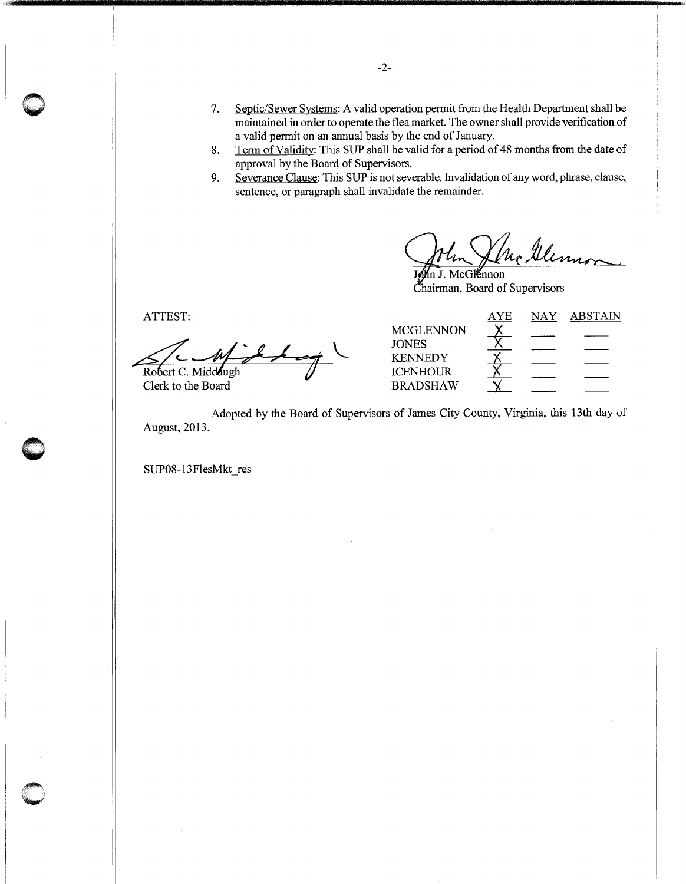7. Septic/Sewer Systems: A valid operation permit from the Health Department shall be maintained in order to operate the flea market. The owner shall provide verification of a valid permit on an annual basis by the end of January.
8. Term of Validity: This SUP shall be valid for a period of 48 months from the date of approval by the Board of Supervisors.
9. Severance Clause: This SUP is not severable. Invalidation of any word, phrase, clause, sentence, or paragraph shall invalidate the remainder.

John J. McGlennon
Chairman, Board of Supervisors

ATTEST:

Robert C. Middaugh
Clerk to the Board

| | AYE | NAY | ABSTAIN |
|---|---|---|---|
| MCGLENNON | X | | |
| JONES | X | | |
| KENNEDY | X | | |
| ICENHOUR | X | | |
| BRADSHAW | X | | |

Adopted by the Board of Supervisors of James City County, Virginia, this 13th day of August, 2013.

SUP08-13FlesMkt_res